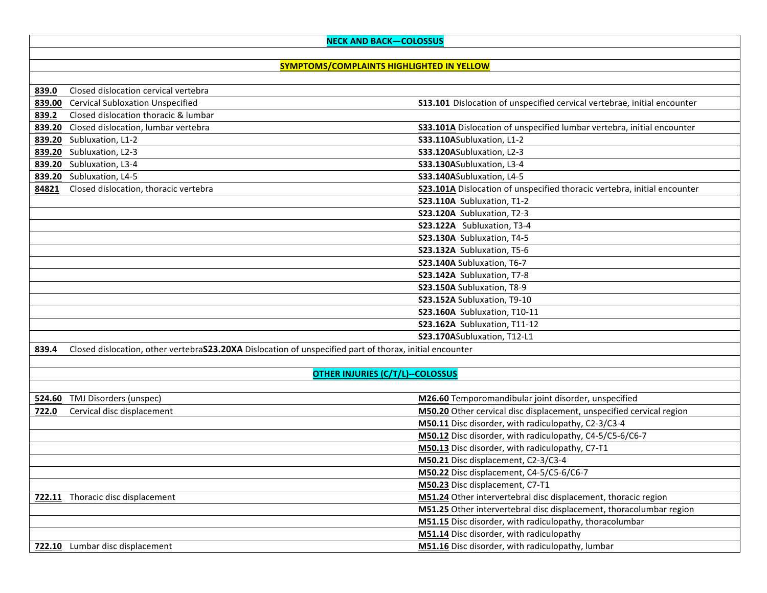| **NECK AND BACK—COLOSSUS** | | |
|---|---|---|
| | | |
| **SYMPTOMS/COMPLAINTS HIGHLIGHTED IN YELLOW** | | |
| | | |
| **839.0** | Closed dislocation cervical vertebra | |
| **839.00** | Cervical Subloxation Unspecified | **S13.101** Dislocation of unspecified cervical vertebrae, initial encounter |
| **839.2** | Closed dislocation thoracic & lumbar | |
| **839.20** | Closed dislocation, lumbar vertebra | **S33.101A** Dislocation of unspecified lumbar vertebra, initial encounter |
| **839.20** | Subluxation, L1-2 | **S33.110A**Subluxation, L1-2 |
| **839.20** | Subluxation, L2-3 | **S33.120A**Subluxation, L2-3 |
| **839.20** | Subluxation, L3-4 | **S33.130A**Subluxation, L3-4 |
| **839.20** | Subluxation, L4-5 | **S33.140A**Subluxation, L4-5 |
| **84821** | Closed dislocation, thoracic vertebra | **S23.101A** Dislocation of unspecified thoracic vertebra, initial encounter |
| | | **S23.110A** Subluxation, T1-2 |
| | | **S23.120A** Subluxation, T2-3 |
| | | **S23.122A** Subluxation, T3-4 |
| | | **S23.130A** Subluxation, T4-5 |
| | | **S23.132A** Subluxation, T5-6 |
| | | **S23.140A** Subluxation, T6-7 |
| | | **S23.142A** Subluxation, T7-8 |
| | | **S23.150A** Subluxation, T8-9 |
| | | **S23.152A** Subluxation, T9-10 |
| | | **S23.160A** Subluxation, T10-11 |
| | | **S23.162A** Subluxation, T11-12 |
| | | **S23.170A**Subluxation, T12-L1 |
| **839.4** | Closed dislocation, other vertebra**S23.20XA** Dislocation of unspecified part of thorax, initial encounter | |
| | | |
| **OTHER INJURIES (C/T/L)--COLOSSUS** | | |
| | | |
| **524.60** | TMJ Disorders (unspec) | **M26.60** Temporomandibular joint disorder, unspecified |
| **722.0** | Cervical disc displacement | **M50.20** Other cervical disc displacement, unspecified cervical region |
| | | **M50.11** Disc disorder, with radiculopathy, C2-3/C3-4 |
| | | **M50.12** Disc disorder, with radiculopathy, C4-5/C5-6/C6-7 |
| | | **M50.13** Disc disorder, with radiculopathy, C7-T1 |
| | | **M50.21** Disc displacement, C2-3/C3-4 |
| | | **M50.22** Disc displacement, C4-5/C5-6/C6-7 |
| | | **M50.23** Disc displacement, C7-T1 |
| **722.11** | Thoracic disc displacement | **M51.24** Other intervertebral disc displacement, thoracic region |
| | | **M51.25** Other intervertebral disc displacement, thoracolumbar region |
| | | **M51.15** Disc disorder, with radiculopathy, thoracolumbar |
| | | **M51.14** Disc disorder, with radiculopathy |
| **722.10** | Lumbar disc displacement | **M51.16** Disc disorder, with radiculopathy, lumbar |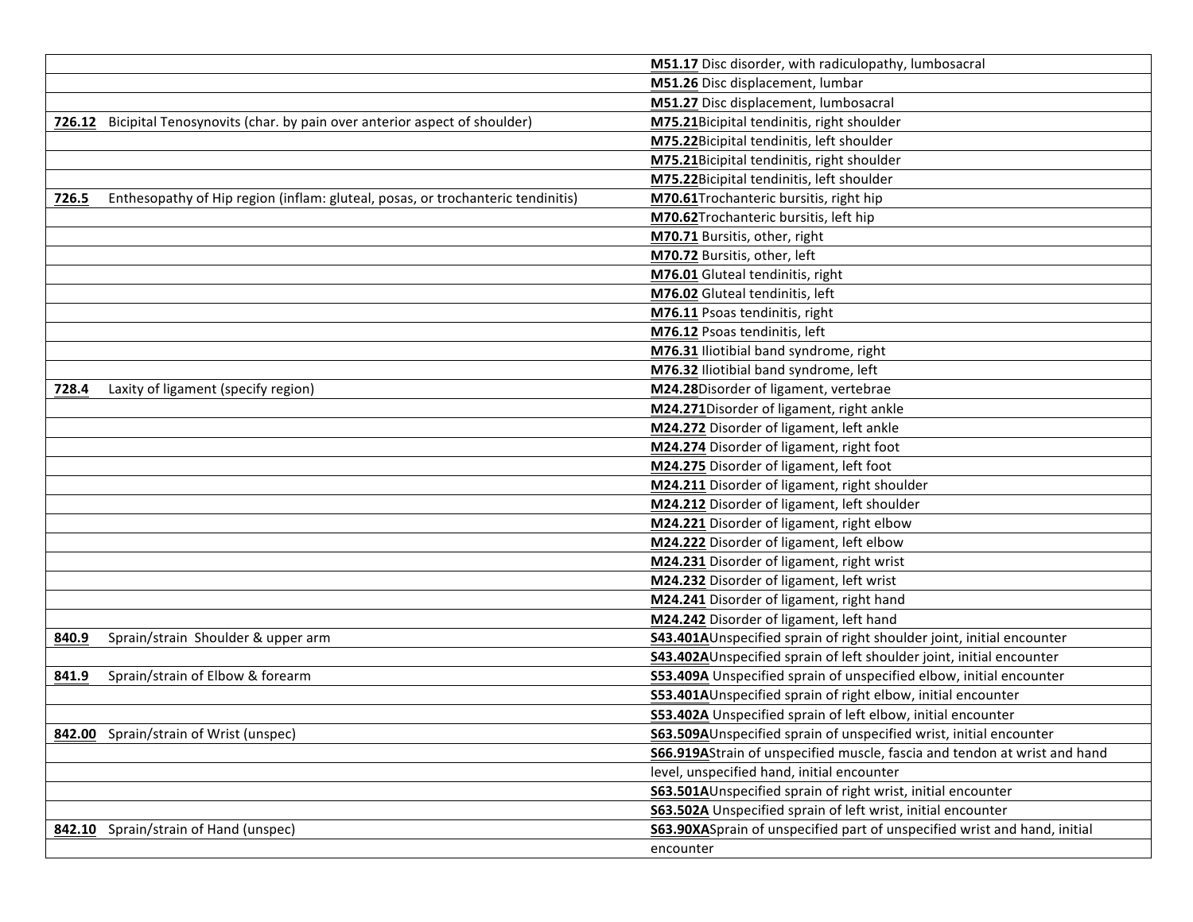| | |
|---|---|
| | **M51.17** Disc disorder, with radiculopathy, lumbosacral |
| | **M51.26** Disc displacement, lumbar |
| | **M51.27** Disc displacement, lumbosacral |
| **726.12** Bicipital Tenosynovits (char. by pain over anterior aspect of shoulder) | **M75.21**Bicipital tendinitis, right shoulder |
| | **M75.22**Bicipital tendinitis, left shoulder |
| | **M75.21**Bicipital tendinitis, right shoulder |
| | **M75.22**Bicipital tendinitis, left shoulder |
| **726.5** Enthesopathy of Hip region (inflam: gluteal, posas, or trochanteric tendinitis) | **M70.61**Trochanteric bursitis, right hip |
| | **M70.62**Trochanteric bursitis, left hip |
| | **M70.71** Bursitis, other, right |
| | **M70.72** Bursitis, other, left |
| | **M76.01** Gluteal tendinitis, right |
| | **M76.02** Gluteal tendinitis, left |
| | **M76.11** Psoas tendinitis, right |
| | **M76.12** Psoas tendinitis, left |
| | **M76.31** Iliotibial band syndrome, right |
| | **M76.32** Iliotibial band syndrome, left |
| **728.4** Laxity of ligament (specify region) | **M24.28**Disorder of ligament, vertebrae |
| | **M24.271**Disorder of ligament, right ankle |
| | **M24.272** Disorder of ligament, left ankle |
| | **M24.274** Disorder of ligament, right foot |
| | **M24.275** Disorder of ligament, left foot |
| | **M24.211** Disorder of ligament, right shoulder |
| | **M24.212** Disorder of ligament, left shoulder |
| | **M24.221** Disorder of ligament, right elbow |
| | **M24.222** Disorder of ligament, left elbow |
| | **M24.231** Disorder of ligament, right wrist |
| | **M24.232** Disorder of ligament, left wrist |
| | **M24.241** Disorder of ligament, right hand |
| | **M24.242** Disorder of ligament, left hand |
| **840.9** Sprain/strain Shoulder & upper arm | **S43.401A**Unspecified sprain of right shoulder joint, initial encounter |
| | **S43.402A**Unspecified sprain of left shoulder joint, initial encounter |
| **841.9** Sprain/strain of Elbow & forearm | **S53.409A** Unspecified sprain of unspecified elbow, initial encounter |
| | **S53.401A**Unspecified sprain of right elbow, initial encounter |
| | **S53.402A** Unspecified sprain of left elbow, initial encounter |
| **842.00** Sprain/strain of Wrist (unspec) | **S63.509A**Unspecified sprain of unspecified wrist, initial encounter |
| | **S66.919A**Strain of unspecified muscle, fascia and tendon at wrist and hand |
| | level, unspecified hand, initial encounter |
| | **S63.501A**Unspecified sprain of right wrist, initial encounter |
| | **S63.502A** Unspecified sprain of left wrist, initial encounter |
| **842.10** Sprain/strain of Hand (unspec) | **S63.90XA**Sprain of unspecified part of unspecified wrist and hand, initial |
| | encounter |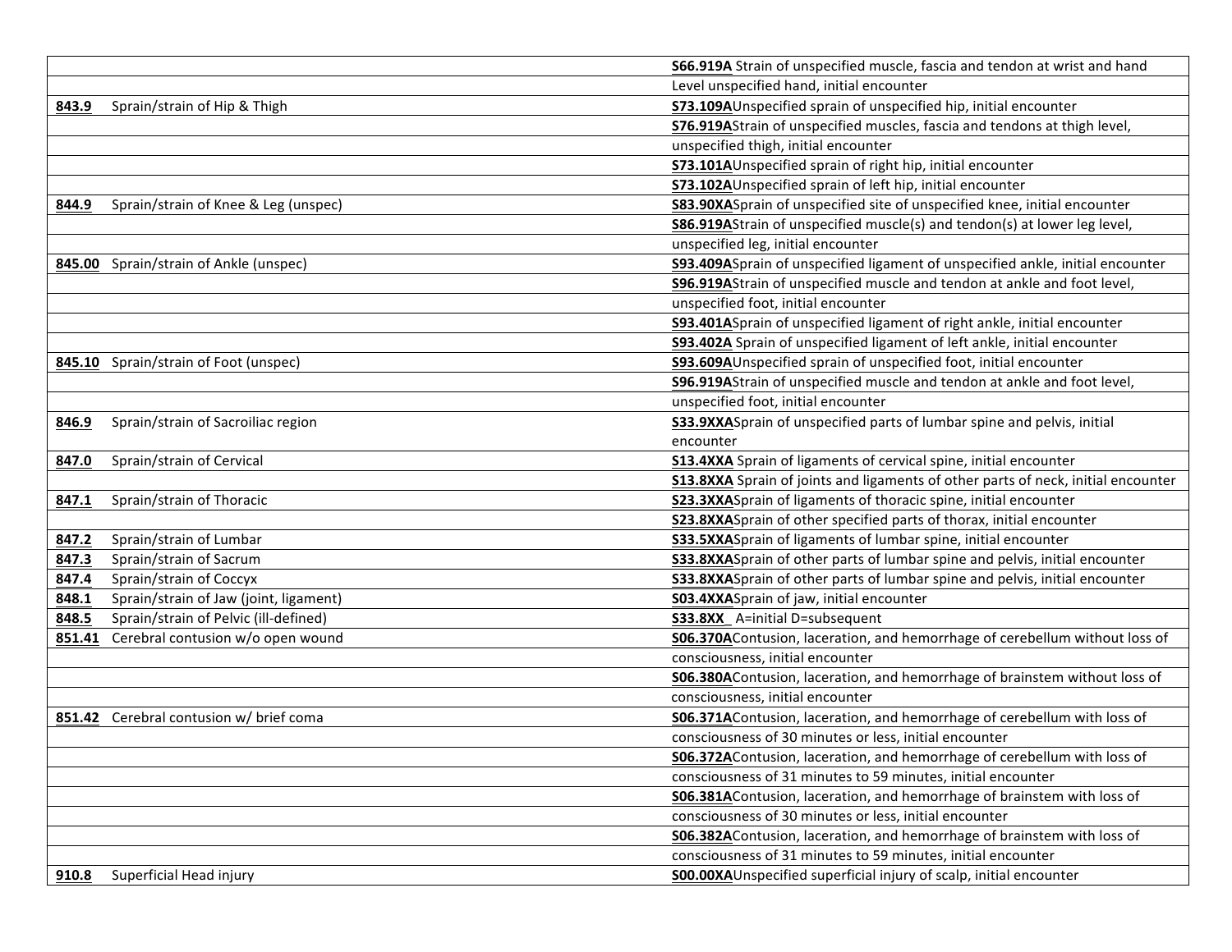| | |
|---|---|
| | **S66.919A** Strain of unspecified muscle, fascia and tendon at wrist and hand |
| | Level unspecified hand, initial encounter |
| **843.9** Sprain/strain of Hip & Thigh | **S73.109A**Unspecified sprain of unspecified hip, initial encounter |
| | **S76.919A**Strain of unspecified muscles, fascia and tendons at thigh level, |
| | unspecified thigh, initial encounter |
| | **S73.101A**Unspecified sprain of right hip, initial encounter |
| | **S73.102A**Unspecified sprain of left hip, initial encounter |
| **844.9** Sprain/strain of Knee & Leg (unspec) | **S83.90XA**Sprain of unspecified site of unspecified knee, initial encounter |
| | **S86.919A**Strain of unspecified muscle(s) and tendon(s) at lower leg level, |
| | unspecified leg, initial encounter |
| **845.00** Sprain/strain of Ankle (unspec) | **S93.409A**Sprain of unspecified ligament of unspecified ankle, initial encounter |
| | **S96.919A**Strain of unspecified muscle and tendon at ankle and foot level, |
| | unspecified foot, initial encounter |
| | **S93.401A**Sprain of unspecified ligament of right ankle, initial encounter |
| | **S93.402A** Sprain of unspecified ligament of left ankle, initial encounter |
| **845.10** Sprain/strain of Foot (unspec) | **S93.609A**Unspecified sprain of unspecified foot, initial encounter |
| | **S96.919A**Strain of unspecified muscle and tendon at ankle and foot level, |
| | unspecified foot, initial encounter |
| **846.9** Sprain/strain of Sacroiliac region | **S33.9XXA**Sprain of unspecified parts of lumbar spine and pelvis, initial encounter |
| **847.0** Sprain/strain of Cervical | **S13.4XXA** Sprain of ligaments of cervical spine, initial encounter |
| | **S13.8XXA** Sprain of joints and ligaments of other parts of neck, initial encounter |
| **847.1** Sprain/strain of Thoracic | **S23.3XXA**Sprain of ligaments of thoracic spine, initial encounter |
| | **S23.8XXA**Sprain of other specified parts of thorax, initial encounter |
| **847.2** Sprain/strain of Lumbar | **S33.5XXA**Sprain of ligaments of lumbar spine, initial encounter |
| **847.3** Sprain/strain of Sacrum | **S33.8XXA**Sprain of other parts of lumbar spine and pelvis, initial encounter |
| **847.4** Sprain/strain of Coccyx | **S33.8XXA**Sprain of other parts of lumbar spine and pelvis, initial encounter |
| **848.1** Sprain/strain of Jaw (joint, ligament) | **S03.4XXA**Sprain of jaw, initial encounter |
| **848.5** Sprain/strain of Pelvic (ill-defined) | **S33.8XX_** A=initial D=subsequent |
| **851.41** Cerebral contusion w/o open wound | **S06.370A**Contusion, laceration, and hemorrhage of cerebellum without loss of |
| | consciousness, initial encounter |
| | **S06.380A**Contusion, laceration, and hemorrhage of brainstem without loss of |
| | consciousness, initial encounter |
| **851.42** Cerebral contusion w/ brief coma | **S06.371A**Contusion, laceration, and hemorrhage of cerebellum with loss of |
| | consciousness of 30 minutes or less, initial encounter |
| | **S06.372A**Contusion, laceration, and hemorrhage of cerebellum with loss of |
| | consciousness of 31 minutes to 59 minutes, initial encounter |
| | **S06.381A**Contusion, laceration, and hemorrhage of brainstem with loss of |
| | consciousness of 30 minutes or less, initial encounter |
| | **S06.382A**Contusion, laceration, and hemorrhage of brainstem with loss of |
| | consciousness of 31 minutes to 59 minutes, initial encounter |
| **910.8** Superficial Head injury | **S00.00XA**Unspecified superficial injury of scalp, initial encounter |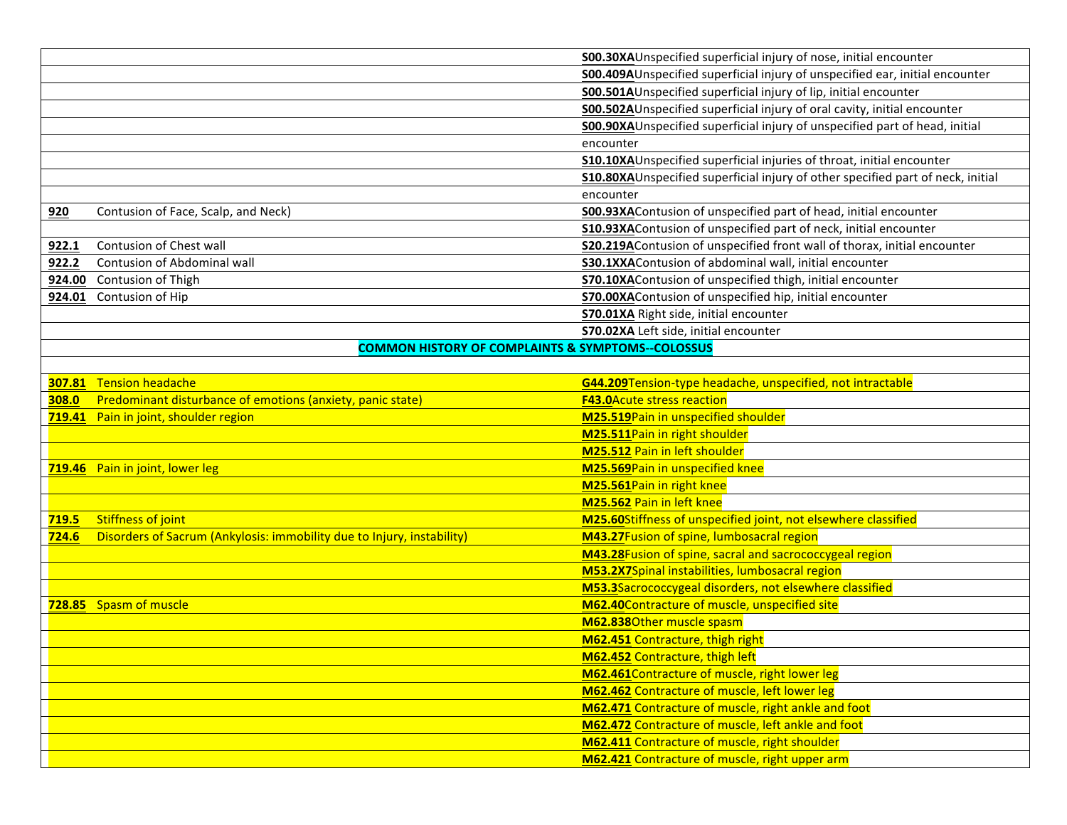| | |
|---|---|
| | **S00.30XA**Unspecified superficial injury of nose, initial encounter |
| | **S00.409A**Unspecified superficial injury of unspecified ear, initial encounter |
| | **S00.501A**Unspecified superficial injury of lip, initial encounter |
| | **S00.502A**Unspecified superficial injury of oral cavity, initial encounter |
| | **S00.90XA**Unspecified superficial injury of unspecified part of head, initial encounter |
| | **S10.10XA**Unspecified superficial injuries of throat, initial encounter |
| | **S10.80XA**Unspecified superficial injury of other specified part of neck, initial encounter |
| **920** Contusion of Face, Scalp, and Neck) | **S00.93XA**Contusion of unspecified part of head, initial encounter |
| | **S10.93XA**Contusion of unspecified part of neck, initial encounter |
| **922.1** Contusion of Chest wall | **S20.219A**Contusion of unspecified front wall of thorax, initial encounter |
| **922.2** Contusion of Abdominal wall | **S30.1XXA**Contusion of abdominal wall, initial encounter |
| **924.00** Contusion of Thigh | **S70.10XA**Contusion of unspecified thigh, initial encounter |
| **924.01** Contusion of Hip | **S70.00XA**Contusion of unspecified hip, initial encounter |
| | **S70.01XA** Right side, initial encounter |
| | **S70.02XA** Left side, initial encounter |

**COMMON HISTORY OF COMPLAINTS & SYMPTOMS--COLOSSUS**

| | |
|---|---|
| **307.81** Tension headache | **G44.209**Tension-type headache, unspecified, not intractable |
| **308.0** Predominant disturbance of emotions (anxiety, panic state) | **F43.0**Acute stress reaction |
| **719.41** Pain in joint, shoulder region | **M25.519**Pain in unspecified shoulder |
| | **M25.511**Pain in right shoulder |
| | **M25.512** Pain in left shoulder |
| **719.46** Pain in joint, lower leg | **M25.569**Pain in unspecified knee |
| | **M25.561**Pain in right knee |
| | **M25.562** Pain in left knee |
| **719.5** Stiffness of joint | **M25.60**Stiffness of unspecified joint, not elsewhere classified |
| **724.6** Disorders of Sacrum (Ankylosis: immobility due to Injury, instability) | **M43.27**Fusion of spine, lumbosacral region |
| | **M43.28**Fusion of spine, sacral and sacrococcygeal region |
| | **M53.2X7**Spinal instabilities, lumbosacral region |
| | **M53.3**Sacrococcygeal disorders, not elsewhere classified |
| **728.85** Spasm of muscle | **M62.40**Contracture of muscle, unspecified site |
| | **M62.838**Other muscle spasm |
| | **M62.451** Contracture, thigh right |
| | **M62.452** Contracture, thigh left |
| | **M62.461**Contracture of muscle, right lower leg |
| | **M62.462** Contracture of muscle, left lower leg |
| | **M62.471** Contracture of muscle, right ankle and foot |
| | **M62.472** Contracture of muscle, left ankle and foot |
| | **M62.411** Contracture of muscle, right shoulder |
| | **M62.421** Contracture of muscle, right upper arm |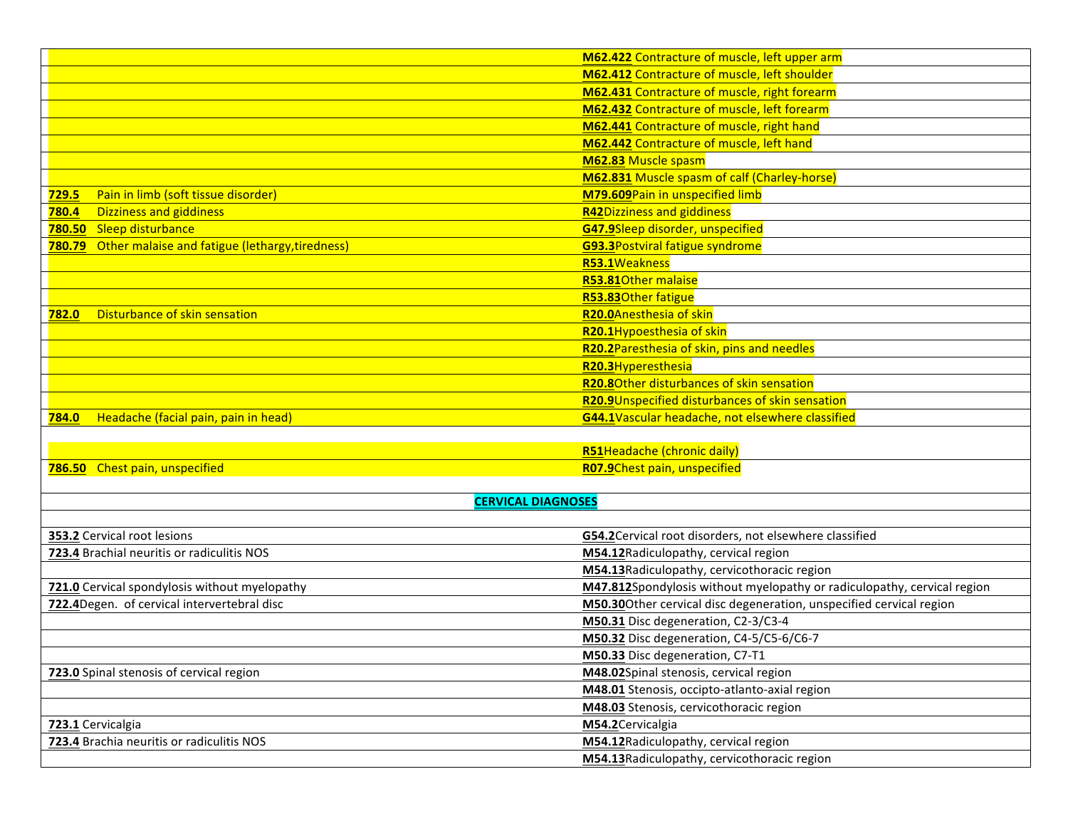| | |
|---|---|
| | **M62.422** Contracture of muscle, left upper arm |
| | **M62.412** Contracture of muscle, left shoulder |
| | **M62.431** Contracture of muscle, right forearm |
| | **M62.432** Contracture of muscle, left forearm |
| | **M62.441** Contracture of muscle, right hand |
| | **M62.442** Contracture of muscle, left hand |
| | **M62.83** Muscle spasm |
| | **M62.831** Muscle spasm of calf (Charley-horse) |
| **729.5** Pain in limb (soft tissue disorder) | **M79.609**Pain in unspecified limb |
| **780.4** Dizziness and giddiness | **R42**Dizziness and giddiness |
| **780.50** Sleep disturbance | **G47.9**Sleep disorder, unspecified |
| **780.79** Other malaise and fatigue (lethargy,tiredness) | **G93.3**Postviral fatigue syndrome |
| | **R53.1**Weakness |
| | **R53.81**Other malaise |
| | **R53.83**Other fatigue |
| **782.0** Disturbance of skin sensation | **R20.0**Anesthesia of skin |
| | **R20.1**Hypoesthesia of skin |
| | **R20.2**Paresthesia of skin, pins and needles |
| | **R20.3**Hyperesthesia |
| | **R20.8**Other disturbances of skin sensation |
| | **R20.9**Unspecified disturbances of skin sensation |
| **784.0** Headache (facial pain, pain in head) | **G44.1**Vascular headache, not elsewhere classified |
| | **R51**Headache (chronic daily) |
| **786.50** Chest pain, unspecified | **R07.9**Chest pain, unspecified |
| **CERVICAL DIAGNOSES** | |
| | |
| **353.2** Cervical root lesions | **G54.2**Cervical root disorders, not elsewhere classified |
| **723.4** Brachial neuritis or radiculitis NOS | **M54.12**Radiculopathy, cervical region |
| | **M54.13**Radiculopathy, cervicothoracic region |
| **721.0** Cervical spondylosis without myelopathy | **M47.812**Spondylosis without myelopathy or radiculopathy, cervical region |
| **722.4**Degen. of cervical intervertebral disc | **M50.30**Other cervical disc degeneration, unspecified cervical region |
| | **M50.31** Disc degeneration, C2-3/C3-4 |
| | **M50.32** Disc degeneration, C4-5/C5-6/C6-7 |
| | **M50.33** Disc degeneration, C7-T1 |
| **723.0** Spinal stenosis of cervical region | **M48.02**Spinal stenosis, cervical region |
| | **M48.01** Stenosis, occipto-atlanto-axial region |
| | **M48.03** Stenosis, cervicothoracic region |
| **723.1** Cervicalgia | **M54.2**Cervicalgia |
| **723.4** Brachia neuritis or radiculitis NOS | **M54.12**Radiculopathy, cervical region |
| | **M54.13**Radiculopathy, cervicothoracic region |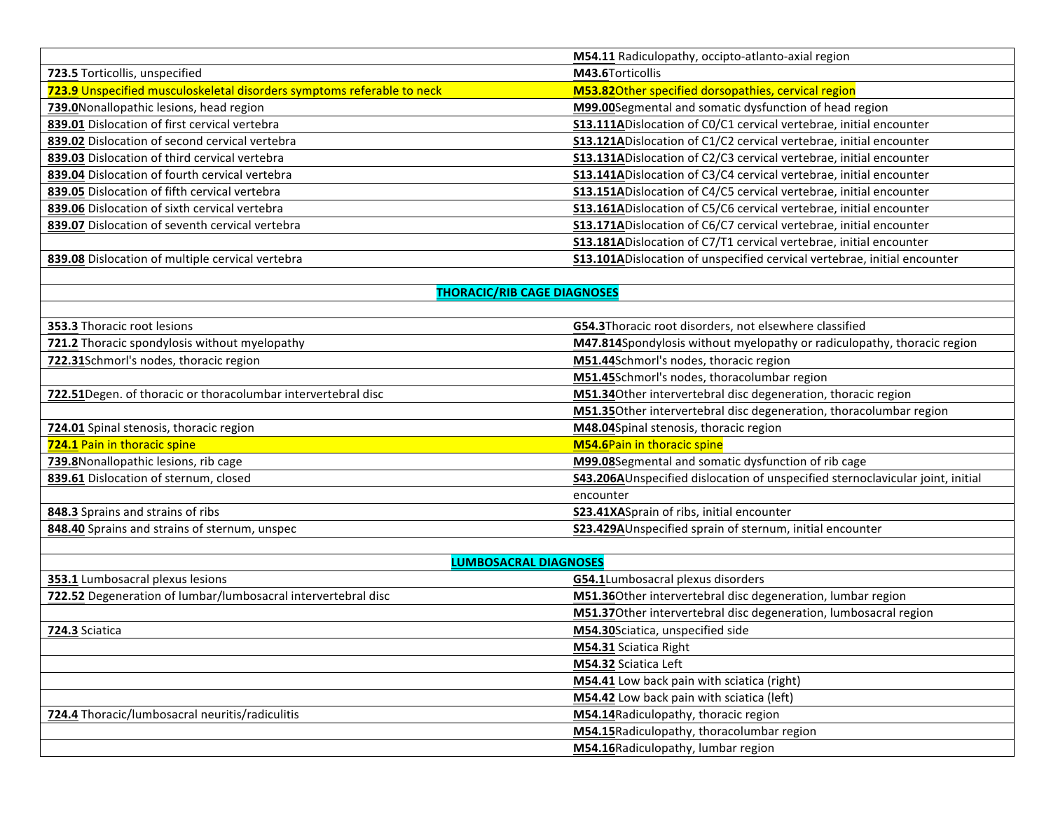| | |
|---|---|
| | **M54.11** Radiculopathy, occipito-atlanto-axial region |
| **723.5** Torticollis, unspecified | **M43.6**Torticollis |
| **723.9** Unspecified musculoskeletal disorders symptoms referable to neck | **M53.82**Other specified dorsopathies, cervical region |
| **739.0**Nonallopathic lesions, head region | **M99.00**Segmental and somatic dysfunction of head region |
| **839.01** Dislocation of first cervical vertebra | **S13.111A**Dislocation of C0/C1 cervical vertebrae, initial encounter |
| **839.02** Dislocation of second cervical vertebra | **S13.121A**Dislocation of C1/C2 cervical vertebrae, initial encounter |
| **839.03** Dislocation of third cervical vertebra | **S13.131A**Dislocation of C2/C3 cervical vertebrae, initial encounter |
| **839.04** Dislocation of fourth cervical vertebra | **S13.141A**Dislocation of C3/C4 cervical vertebrae, initial encounter |
| **839.05** Dislocation of fifth cervical vertebra | **S13.151A**Dislocation of C4/C5 cervical vertebrae, initial encounter |
| **839.06** Dislocation of sixth cervical vertebra | **S13.161A**Dislocation of C5/C6 cervical vertebrae, initial encounter |
| **839.07** Dislocation of seventh cervical vertebra | **S13.171A**Dislocation of C6/C7 cervical vertebrae, initial encounter |
| | **S13.181A**Dislocation of C7/T1 cervical vertebrae, initial encounter |
| **839.08** Dislocation of multiple cervical vertebra | **S13.101A**Dislocation of unspecified cervical vertebrae, initial encounter |
| | |
| **THORACIC/RIB CAGE DIAGNOSES** | |
| | |
| **353.3** Thoracic root lesions | **G54.3**Thoracic root disorders, not elsewhere classified |
| **721.2** Thoracic spondylosis without myelopathy | **M47.814**Spondylosis without myelopathy or radiculopathy, thoracic region |
| **722.31**Schmorl's nodes, thoracic region | **M51.44**Schmorl's nodes, thoracic region |
| | **M51.45**Schmorl's nodes, thoracolumbar region |
| **722.51**Degen. of thoracic or thoracolumbar intervertebral disc | **M51.34**Other intervertebral disc degeneration, thoracic region |
| | **M51.35**Other intervertebral disc degeneration, thoracolumbar region |
| **724.01** Spinal stenosis, thoracic region | **M48.04**Spinal stenosis, thoracic region |
| **724.1** Pain in thoracic spine | **M54.6**Pain in thoracic spine |
| **739.8**Nonallopathic lesions, rib cage | **M99.08**Segmental and somatic dysfunction of rib cage |
| **839.61** Dislocation of sternum, closed | **S43.206A**Unspecified dislocation of unspecified sternoclavicular joint, initial encounter |
| **848.3** Sprains and strains of ribs | **S23.41XA**Sprain of ribs, initial encounter |
| **848.40** Sprains and strains of sternum, unspec | **S23.429A**Unspecified sprain of sternum, initial encounter |
| | |
| **LUMBOSACRAL DIAGNOSES** | |
| **353.1** Lumbosacral plexus lesions | **G54.1**Lumbosacral plexus disorders |
| **722.52** Degeneration of lumbar/lumbosacral intervertebral disc | **M51.36**Other intervertebral disc degeneration, lumbar region |
| | **M51.37**Other intervertebral disc degeneration, lumbosacral region |
| **724.3** Sciatica | **M54.30**Sciatica, unspecified side |
| | **M54.31** Sciatica Right |
| | **M54.32** Sciatica Left |
| | **M54.41** Low back pain with sciatica (right) |
| | **M54.42** Low back pain with sciatica (left) |
| **724.4** Thoracic/lumbosacral neuritis/radiculitis | **M54.14**Radiculopathy, thoracic region |
| | **M54.15**Radiculopathy, thoracolumbar region |
| | **M54.16**Radiculopathy, lumbar region |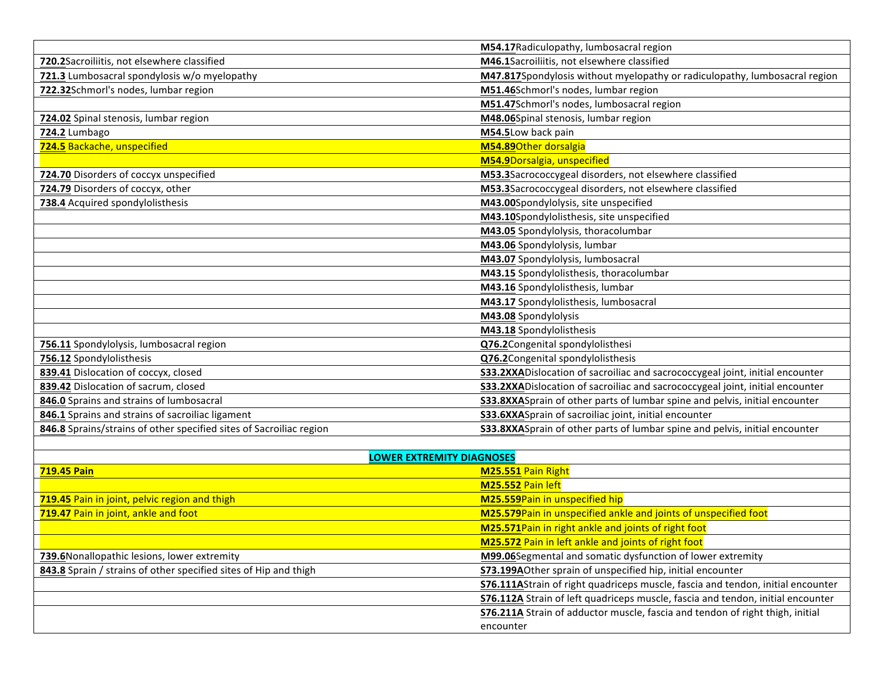| | |
|---|---|
| | **M54.17**Radiculopathy, lumbosacral region |
| **720.2**Sacroiliitis, not elsewhere classified | **M46.1**Sacroiliitis, not elsewhere classified |
| **721.3** Lumbosacral spondylosis w/o myelopathy | **M47.817**Spondylosis without myelopathy or radiculopathy, lumbosacral region |
| **722.32**Schmorl's nodes, lumbar region | **M51.46**Schmorl's nodes, lumbar region |
| | **M51.47**Schmorl's nodes, lumbosacral region |
| **724.02** Spinal stenosis, lumbar region | **M48.06**Spinal stenosis, lumbar region |
| **724.2** Lumbago | **M54.5**Low back pain |
| **724.5** Backache, unspecified | **M54.89**Other dorsalgia |
| | **M54.9**Dorsalgia, unspecified |
| **724.70** Disorders of coccyx unspecified | **M53.3**Sacrococcygeal disorders, not elsewhere classified |
| **724.79** Disorders of coccyx, other | **M53.3**Sacrococcygeal disorders, not elsewhere classified |
| **738.4** Acquired spondylolisthesis | **M43.00**Spondylolysis, site unspecified |
| | **M43.10**Spondylolisthesis, site unspecified |
| | **M43.05** Spondylolysis, thoracolumbar |
| | **M43.06** Spondylolysis, lumbar |
| | **M43.07** Spondylolysis, lumbosacral |
| | **M43.15** Spondylolisthesis, thoracolumbar |
| | **M43.16** Spondylolisthesis, lumbar |
| | **M43.17** Spondylolisthesis, lumbosacral |
| | **M43.08** Spondylolysis |
| | **M43.18** Spondylolisthesis |
| **756.11** Spondylolysis, lumbosacral region | **Q76.2**Congenital spondylolisthesi |
| **756.12** Spondylolisthesis | **Q76.2**Congenital spondylolisthesis |
| **839.41** Dislocation of coccyx, closed | **S33.2XXA**Dislocation of sacroiliac and sacrococcygeal joint, initial encounter |
| **839.42** Dislocation of sacrum, closed | **S33.2XXA**Dislocation of sacroiliac and sacrococcygeal joint, initial encounter |
| **846.0** Sprains and strains of lumbosacral | **S33.8XXA**Sprain of other parts of lumbar spine and pelvis, initial encounter |
| **846.1** Sprains and strains of sacroiliac ligament | **S33.6XXA**Sprain of sacroiliac joint, initial encounter |
| **846.8** Sprains/strains of other specified sites of Sacroiliac region | **S33.8XXA**Sprain of other parts of lumbar spine and pelvis, initial encounter |
| | |
| **LOWER EXTREMITY DIAGNOSES** | |
| **719.45 Pain** | **M25.551** Pain Right |
| | **M25.552** Pain left |
| **719.45** Pain in joint, pelvic region and thigh | **M25.559**Pain in unspecified hip |
| **719.47** Pain in joint, ankle and foot | **M25.579**Pain in unspecified ankle and joints of unspecified foot |
| | **M25.571**Pain in right ankle and joints of right foot |
| | **M25.572** Pain in left ankle and joints of right foot |
| **739.6**Nonallopathic lesions, lower extremity | **M99.06**Segmental and somatic dysfunction of lower extremity |
| **843.8** Sprain / strains of other specified sites of Hip and thigh | **S73.199A**Other sprain of unspecified hip, initial encounter |
| | **S76.111A**Strain of right quadriceps muscle, fascia and tendon, initial encounter |
| | **S76.112A** Strain of left quadriceps muscle, fascia and tendon, initial encounter |
| | **S76.211A** Strain of adductor muscle, fascia and tendon of right thigh, initial encounter |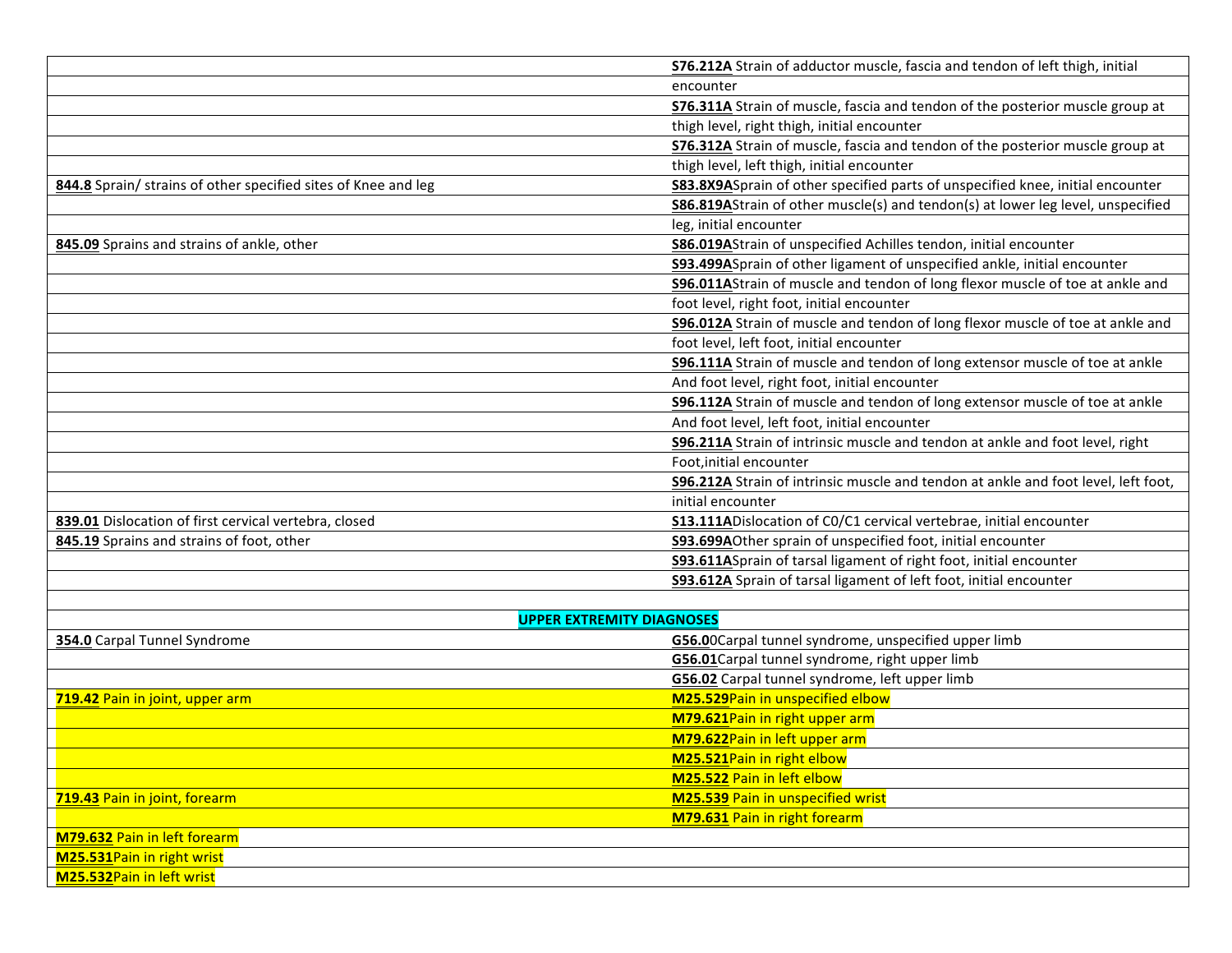| | |
|---|---|
| | **S76.212A** Strain of adductor muscle, fascia and tendon of left thigh, initial encounter |
| | **S76.311A** Strain of muscle, fascia and tendon of the posterior muscle group at thigh level, right thigh, initial encounter |
| | **S76.312A** Strain of muscle, fascia and tendon of the posterior muscle group at thigh level, left thigh, initial encounter |
| **844.8** Sprain/ strains of other specified sites of Knee and leg | **S83.8X9A**Sprain of other specified parts of unspecified knee, initial encounter |
| | **S86.819A**Strain of other muscle(s) and tendon(s) at lower leg level, unspecified leg, initial encounter |
| **845.09** Sprains and strains of ankle, other | **S86.019A**Strain of unspecified Achilles tendon, initial encounter |
| | **S93.499A**Sprain of other ligament of unspecified ankle, initial encounter |
| | **S96.011A**Strain of muscle and tendon of long flexor muscle of toe at ankle and foot level, right foot, initial encounter |
| | **S96.012A** Strain of muscle and tendon of long flexor muscle of toe at ankle and foot level, left foot, initial encounter |
| | **S96.111A** Strain of muscle and tendon of long extensor muscle of toe at ankle And foot level, right foot, initial encounter |
| | **S96.112A** Strain of muscle and tendon of long extensor muscle of toe at ankle And foot level, left foot, initial encounter |
| | **S96.211A** Strain of intrinsic muscle and tendon at ankle and foot level, right Foot,initial encounter |
| | **S96.212A** Strain of intrinsic muscle and tendon at ankle and foot level, left foot, initial encounter |
| **839.01** Dislocation of first cervical vertebra, closed | **S13.111A**Dislocation of C0/C1 cervical vertebrae, initial encounter |
| **845.19** Sprains and strains of foot, other | **S93.699A**Other sprain of unspecified foot, initial encounter |
| | **S93.611A**Sprain of tarsal ligament of right foot, initial encounter |
| | **S93.612A** Sprain of tarsal ligament of left foot, initial encounter |
| | |
| **UPPER EXTREMITY DIAGNOSES** | |
| **354.0** Carpal Tunnel Syndrome | **G56.0**0Carpal tunnel syndrome, unspecified upper limb |
| | **G56.01**Carpal tunnel syndrome, right upper limb |
| | **G56.02** Carpal tunnel syndrome, left upper limb |
| **719.42** Pain in joint, upper arm | **M25.529**Pain in unspecified elbow |
| | **M79.621**Pain in right upper arm |
| | **M79.622**Pain in left upper arm |
| | **M25.521**Pain in right elbow |
| | **M25.522** Pain in left elbow |
| **719.43** Pain in joint, forearm | **M25.539** Pain in unspecified wrist |
| | **M79.631** Pain in right forearm |
| **M79.632** Pain in left forearm | |
| **M25.531**Pain in right wrist | |
| **M25.532**Pain in left wrist | |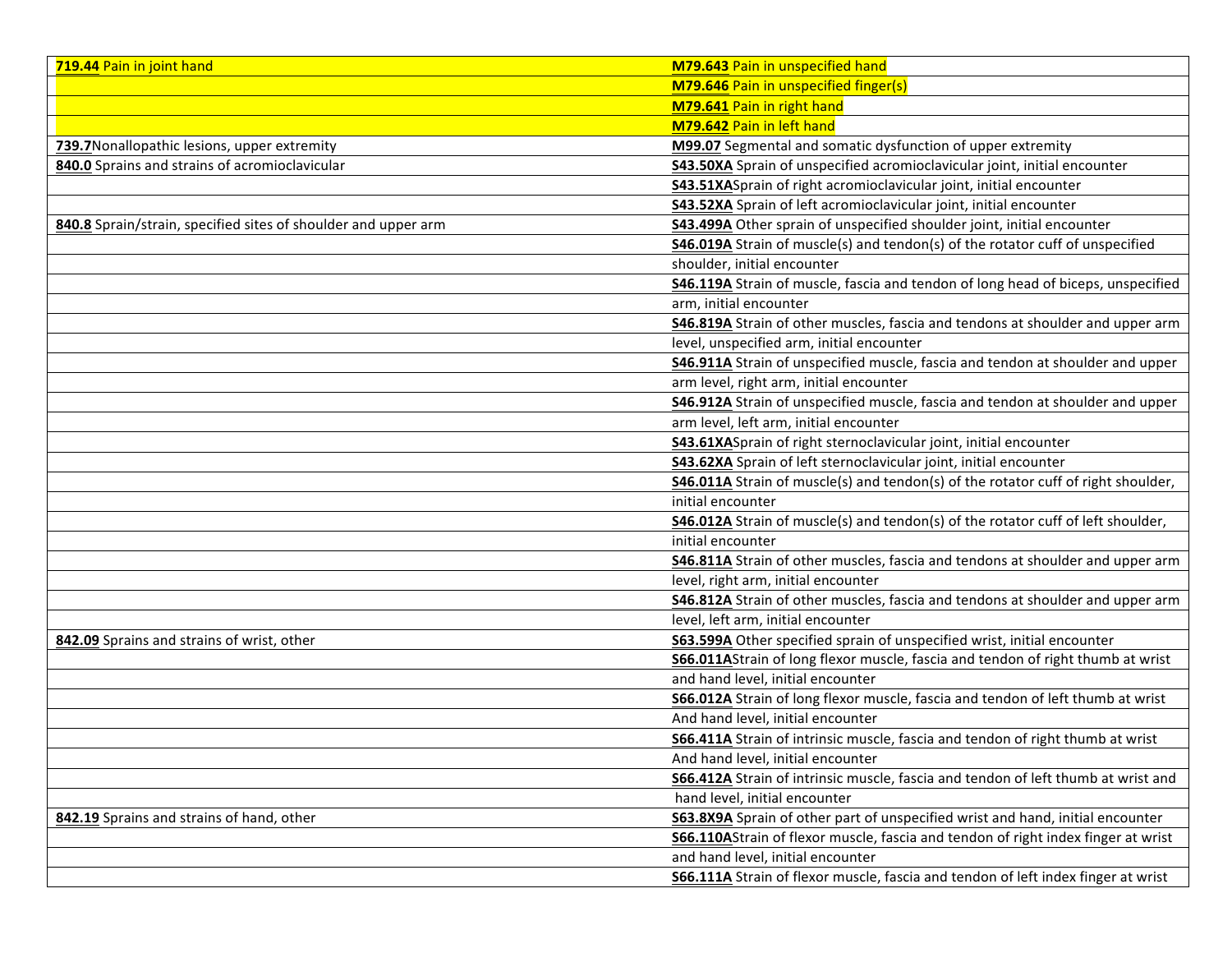| | |
|---|---|
| **719.44** Pain in joint hand | **M79.643** Pain in unspecified hand |
| | **M79.646** Pain in unspecified finger(s) |
| | **M79.641** Pain in right hand |
| | **M79.642** Pain in left hand |
| **739.7**Nonallopathic lesions, upper extremity | **M99.07** Segmental and somatic dysfunction of upper extremity |
| **840.0** Sprains and strains of acromioclavicular | **S43.50XA** Sprain of unspecified acromioclavicular joint, initial encounter |
| | **S43.51XA**Sprain of right acromioclavicular joint, initial encounter |
| | **S43.52XA** Sprain of left acromioclavicular joint, initial encounter |
| **840.8** Sprain/strain, specified sites of shoulder and upper arm | **S43.499A** Other sprain of unspecified shoulder joint, initial encounter |
| | **S46.019A** Strain of muscle(s) and tendon(s) of the rotator cuff of unspecified |
| | shoulder, initial encounter |
| | **S46.119A** Strain of muscle, fascia and tendon of long head of biceps, unspecified |
| | arm, initial encounter |
| | **S46.819A** Strain of other muscles, fascia and tendons at shoulder and upper arm |
| | level, unspecified arm, initial encounter |
| | **S46.911A** Strain of unspecified muscle, fascia and tendon at shoulder and upper |
| | arm level, right arm, initial encounter |
| | **S46.912A** Strain of unspecified muscle, fascia and tendon at shoulder and upper |
| | arm level, left arm, initial encounter |
| | **S43.61XA**Sprain of right sternoclavicular joint, initial encounter |
| | **S43.62XA** Sprain of left sternoclavicular joint, initial encounter |
| | **S46.011A** Strain of muscle(s) and tendon(s) of the rotator cuff of right shoulder, |
| | initial encounter |
| | **S46.012A** Strain of muscle(s) and tendon(s) of the rotator cuff of left shoulder, |
| | initial encounter |
| | **S46.811A** Strain of other muscles, fascia and tendons at shoulder and upper arm |
| | level, right arm, initial encounter |
| | **S46.812A** Strain of other muscles, fascia and tendons at shoulder and upper arm |
| | level, left arm, initial encounter |
| **842.09** Sprains and strains of wrist, other | **S63.599A** Other specified sprain of unspecified wrist, initial encounter |
| | **S66.011A**Strain of long flexor muscle, fascia and tendon of right thumb at wrist |
| | and hand level, initial encounter |
| | **S66.012A** Strain of long flexor muscle, fascia and tendon of left thumb at wrist |
| | And hand level, initial encounter |
| | **S66.411A** Strain of intrinsic muscle, fascia and tendon of right thumb at wrist |
| | And hand level, initial encounter |
| | **S66.412A** Strain of intrinsic muscle, fascia and tendon of left thumb at wrist and |
| | hand level, initial encounter |
| **842.19** Sprains and strains of hand, other | **S63.8X9A** Sprain of other part of unspecified wrist and hand, initial encounter |
| | **S66.110A**Strain of flexor muscle, fascia and tendon of right index finger at wrist |
| | and hand level, initial encounter |
| | **S66.111A** Strain of flexor muscle, fascia and tendon of left index finger at wrist |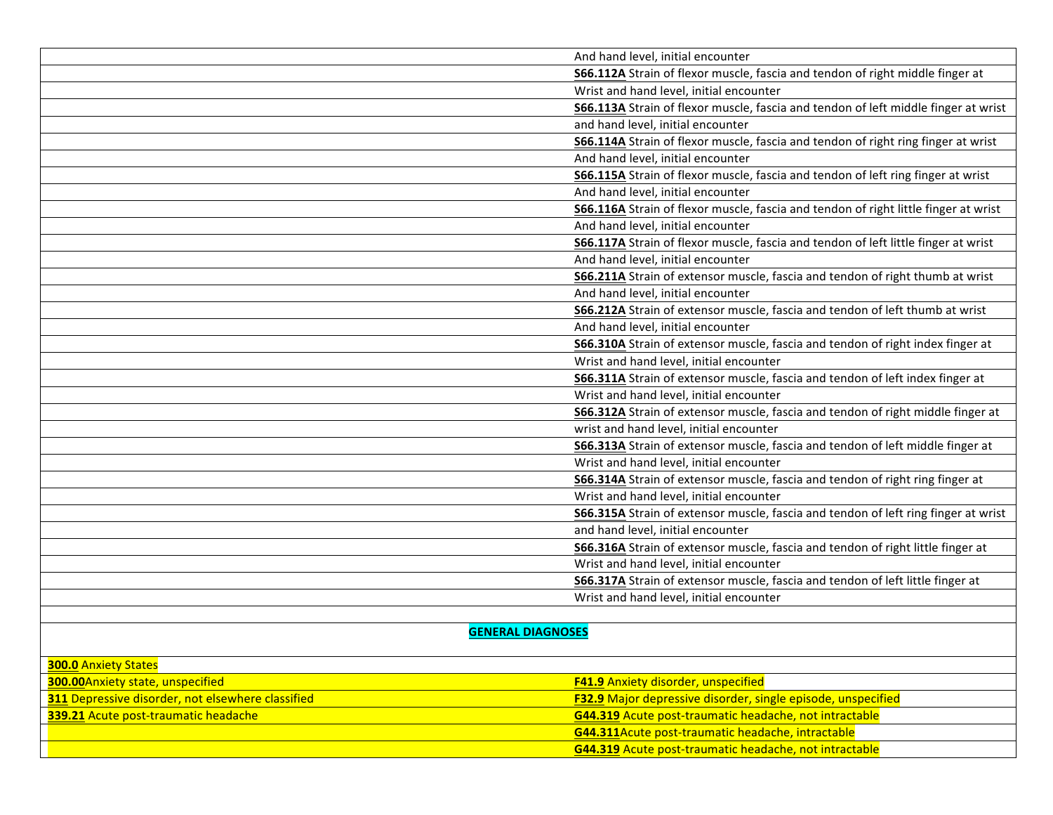| | |
|---|---|
| | And hand level, initial encounter |
| | **S66.112A** Strain of flexor muscle, fascia and tendon of right middle finger at |
| | Wrist and hand level, initial encounter |
| | **S66.113A** Strain of flexor muscle, fascia and tendon of left middle finger at wrist |
| | and hand level, initial encounter |
| | **S66.114A** Strain of flexor muscle, fascia and tendon of right ring finger at wrist |
| | And hand level, initial encounter |
| | **S66.115A** Strain of flexor muscle, fascia and tendon of left ring finger at wrist |
| | And hand level, initial encounter |
| | **S66.116A** Strain of flexor muscle, fascia and tendon of right little finger at wrist |
| | And hand level, initial encounter |
| | **S66.117A** Strain of flexor muscle, fascia and tendon of left little finger at wrist |
| | And hand level, initial encounter |
| | **S66.211A** Strain of extensor muscle, fascia and tendon of right thumb at wrist |
| | And hand level, initial encounter |
| | **S66.212A** Strain of extensor muscle, fascia and tendon of left thumb at wrist |
| | And hand level, initial encounter |
| | **S66.310A** Strain of extensor muscle, fascia and tendon of right index finger at |
| | Wrist and hand level, initial encounter |
| | **S66.311A** Strain of extensor muscle, fascia and tendon of left index finger at |
| | Wrist and hand level, initial encounter |
| | **S66.312A** Strain of extensor muscle, fascia and tendon of right middle finger at |
| | wrist and hand level, initial encounter |
| | **S66.313A** Strain of extensor muscle, fascia and tendon of left middle finger at |
| | Wrist and hand level, initial encounter |
| | **S66.314A** Strain of extensor muscle, fascia and tendon of right ring finger at |
| | Wrist and hand level, initial encounter |
| | **S66.315A** Strain of extensor muscle, fascia and tendon of left ring finger at wrist |
| | and hand level, initial encounter |
| | **S66.316A** Strain of extensor muscle, fascia and tendon of right little finger at |
| | Wrist and hand level, initial encounter |
| | **S66.317A** Strain of extensor muscle, fascia and tendon of left little finger at |
| | Wrist and hand level, initial encounter |
| | |
| **GENERAL DIAGNOSES** | |
| **300.0** Anxiety States | |
| **300.00**Anxiety state, unspecified | **F41.9** Anxiety disorder, unspecified |
| **311** Depressive disorder, not elsewhere classified | **F32.9** Major depressive disorder, single episode, unspecified |
| **339.21** Acute post-traumatic headache | **G44.319** Acute post-traumatic headache, not intractable |
| | **G44.311**Acute post-traumatic headache, intractable |
| | **G44.319** Acute post-traumatic headache, not intractable |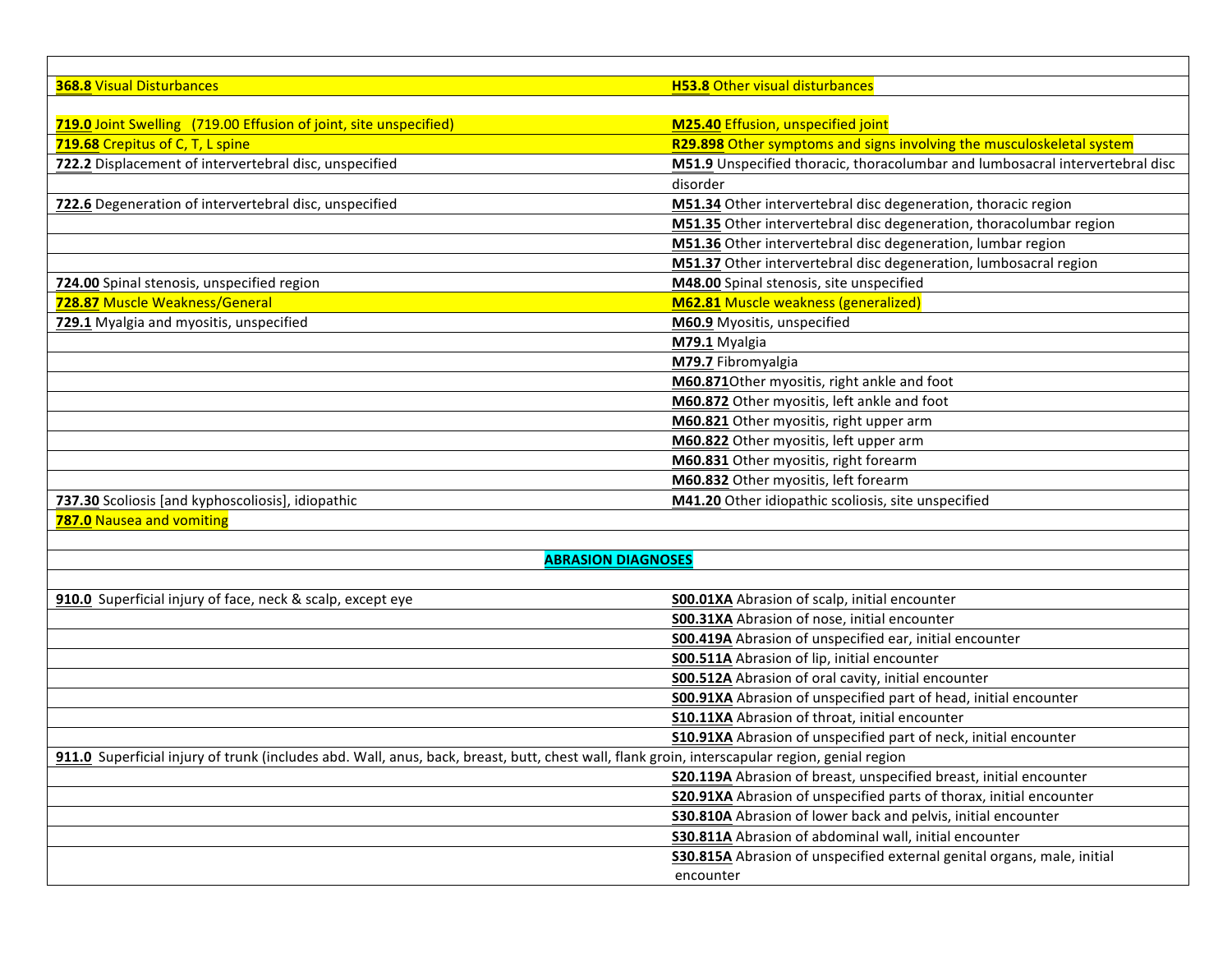| | |
|---|---|
| **368.8** Visual Disturbances | **H53.8** Other visual disturbances |
| | |
| **719.0** Joint Swelling (719.00 Effusion of joint, site unspecified) | **M25.40** Effusion, unspecified joint |
| **719.68** Crepitus of C, T, L spine | **R29.898** Other symptoms and signs involving the musculoskeletal system |
| **722.2** Displacement of intervertebral disc, unspecified | **M51.9** Unspecified thoracic, thoracolumbar and lumbosacral intervertebral disc disorder |
| **722.6** Degeneration of intervertebral disc, unspecified | **M51.34** Other intervertebral disc degeneration, thoracic region |
| | **M51.35** Other intervertebral disc degeneration, thoracolumbar region |
| | **M51.36** Other intervertebral disc degeneration, lumbar region |
| | **M51.37** Other intervertebral disc degeneration, lumbosacral region |
| **724.00** Spinal stenosis, unspecified region | **M48.00** Spinal stenosis, site unspecified |
| **728.87** Muscle Weakness/General | **M62.81** Muscle weakness (generalized) |
| **729.1** Myalgia and myositis, unspecified | **M60.9** Myositis, unspecified |
| | **M79.1** Myalgia |
| | **M79.7** Fibromyalgia |
| | **M60.871** Other myositis, right ankle and foot |
| | **M60.872** Other myositis, left ankle and foot |
| | **M60.821** Other myositis, right upper arm |
| | **M60.822** Other myositis, left upper arm |
| | **M60.831** Other myositis, right forearm |
| | **M60.832** Other myositis, left forearm |
| **737.30** Scoliosis [and kyphoscoliosis], idiopathic | **M41.20** Other idiopathic scoliosis, site unspecified |
| **787.0** Nausea and vomiting | |
| | |
| **ABRASION DIAGNOSES** | |
| | |
| **910.0** Superficial injury of face, neck & scalp, except eye | **S00.01XA** Abrasion of scalp, initial encounter |
| | **S00.31XA** Abrasion of nose, initial encounter |
| | **S00.419A** Abrasion of unspecified ear, initial encounter |
| | **S00.511A** Abrasion of lip, initial encounter |
| | **S00.512A** Abrasion of oral cavity, initial encounter |
| | **S00.91XA** Abrasion of unspecified part of head, initial encounter |
| | **S10.11XA** Abrasion of throat, initial encounter |
| | **S10.91XA** Abrasion of unspecified part of neck, initial encounter |
| **911.0** Superficial injury of trunk (includes abd. Wall, anus, back, breast, butt, chest wall, flank groin, interscapular region, genial region | |
| | **S20.119A** Abrasion of breast, unspecified breast, initial encounter |
| | **S20.91XA** Abrasion of unspecified parts of thorax, initial encounter |
| | **S30.810A** Abrasion of lower back and pelvis, initial encounter |
| | **S30.811A** Abrasion of abdominal wall, initial encounter |
| | **S30.815A** Abrasion of unspecified external genital organs, male, initial encounter |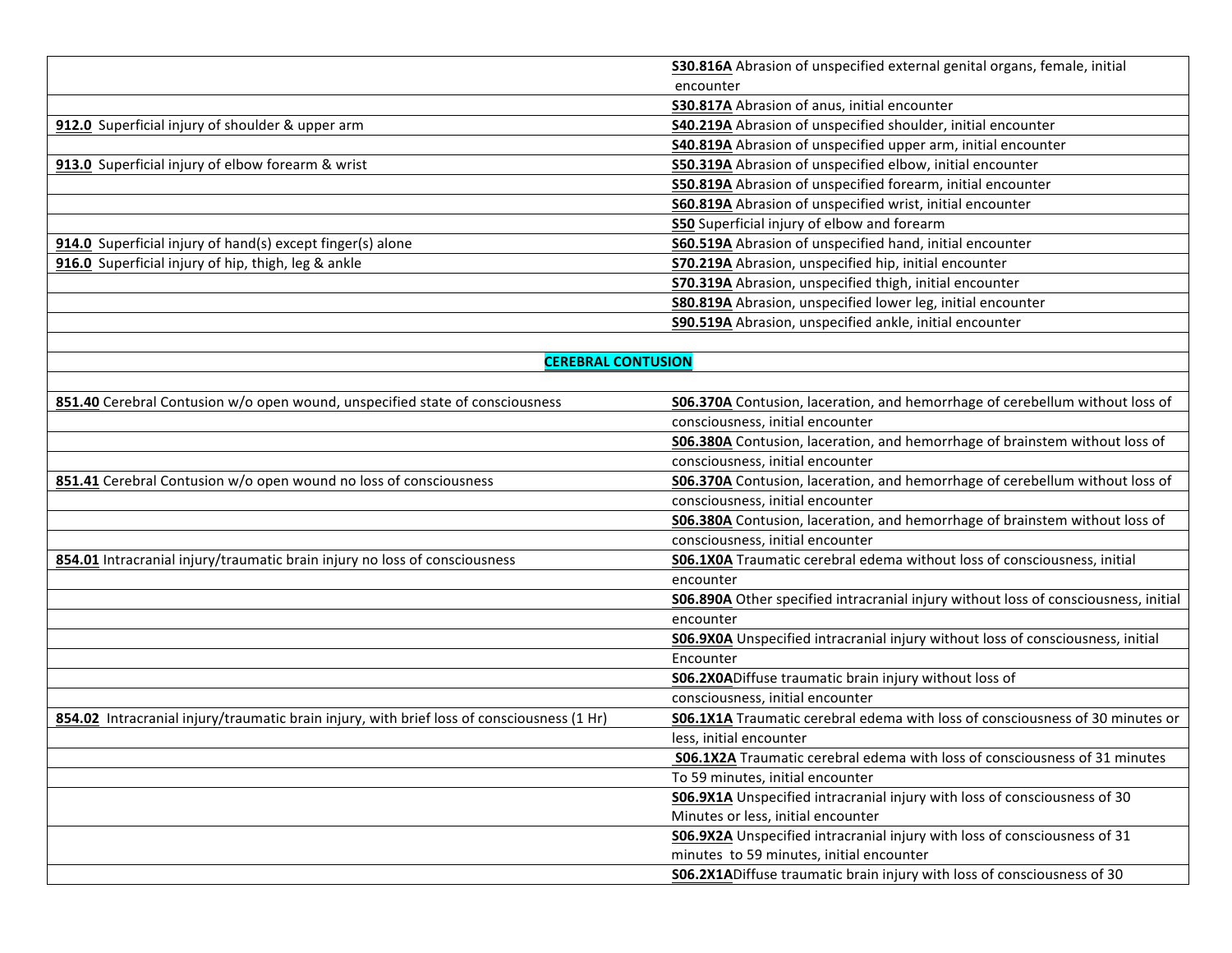| | |
|---|---|
| | **S30.816A** Abrasion of unspecified external genital organs, female, initial encounter |
| | **S30.817A** Abrasion of anus, initial encounter |
| **912.0** Superficial injury of shoulder & upper arm | **S40.219A** Abrasion of unspecified shoulder, initial encounter |
| | **S40.819A** Abrasion of unspecified upper arm, initial encounter |
| **913.0** Superficial injury of elbow forearm & wrist | **S50.319A** Abrasion of unspecified elbow, initial encounter |
| | **S50.819A** Abrasion of unspecified forearm, initial encounter |
| | **S60.819A** Abrasion of unspecified wrist, initial encounter |
| | **S50** Superficial injury of elbow and forearm |
| **914.0** Superficial injury of hand(s) except finger(s) alone | **S60.519A** Abrasion of unspecified hand, initial encounter |
| **916.0** Superficial injury of hip, thigh, leg & ankle | **S70.219A** Abrasion, unspecified hip, initial encounter |
| | **S70.319A** Abrasion, unspecified thigh, initial encounter |
| | **S80.819A** Abrasion, unspecified lower leg, initial encounter |
| | **S90.519A** Abrasion, unspecified ankle, initial encounter |
| | |
| **CEREBRAL CONTUSION** | |
| | |
| **851.40** Cerebral Contusion w/o open wound, unspecified state of consciousness | **S06.370A** Contusion, laceration, and hemorrhage of cerebellum without loss of consciousness, initial encounter |
| | **S06.380A** Contusion, laceration, and hemorrhage of brainstem without loss of consciousness, initial encounter |
| **851.41** Cerebral Contusion w/o open wound no loss of consciousness | **S06.370A** Contusion, laceration, and hemorrhage of cerebellum without loss of consciousness, initial encounter |
| | **S06.380A** Contusion, laceration, and hemorrhage of brainstem without loss of consciousness, initial encounter |
| **854.01** Intracranial injury/traumatic brain injury no loss of consciousness | **S06.1X0A** Traumatic cerebral edema without loss of consciousness, initial encounter |
| | **S06.890A** Other specified intracranial injury without loss of consciousness, initial encounter |
| | **S06.9X0A** Unspecified intracranial injury without loss of consciousness, initial Encounter |
| | **S06.2X0A**Diffuse traumatic brain injury without loss of consciousness, initial encounter |
| **854.02** Intracranial injury/traumatic brain injury, with brief loss of consciousness (1 Hr) | **S06.1X1A** Traumatic cerebral edema with loss of consciousness of 30 minutes or less, initial encounter |
| | **S06.1X2A** Traumatic cerebral edema with loss of consciousness of 31 minutes To 59 minutes, initial encounter |
| | **S06.9X1A** Unspecified intracranial injury with loss of consciousness of 30 Minutes or less, initial encounter |
| | **S06.9X2A** Unspecified intracranial injury with loss of consciousness of 31 minutes to 59 minutes, initial encounter |
| | **S06.2X1A**Diffuse traumatic brain injury with loss of consciousness of 30 |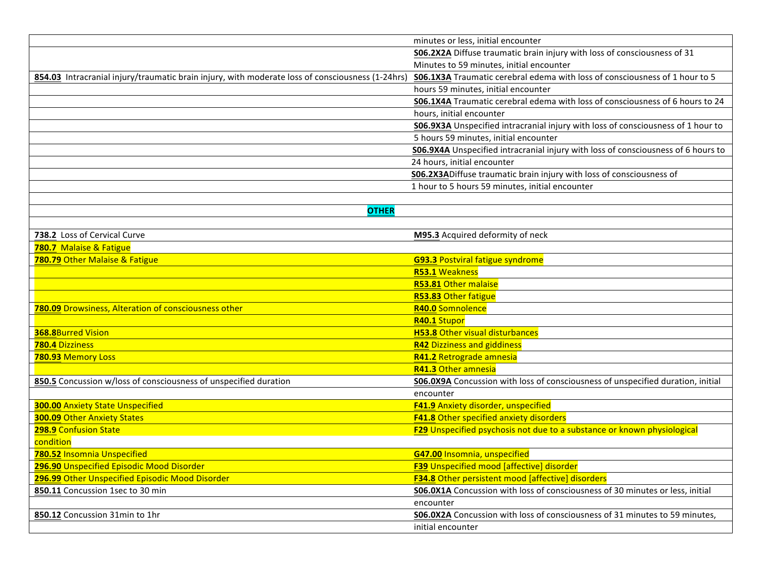| | |
|---|---|
| | minutes or less, initial encounter |
| | **S06.2X2A** Diffuse traumatic brain injury with loss of consciousness of 31 Minutes to 59 minutes, initial encounter |
| **854.03** Intracranial injury/traumatic brain injury, with moderate loss of consciousness (1-24hrs) | **S06.1X3A** Traumatic cerebral edema with loss of consciousness of 1 hour to 5 hours 59 minutes, initial encounter |
| | **S06.1X4A** Traumatic cerebral edema with loss of consciousness of 6 hours to 24 hours, initial encounter |
| | **S06.9X3A** Unspecified intracranial injury with loss of consciousness of 1 hour to 5 hours 59 minutes, initial encounter |
| | **S06.9X4A** Unspecified intracranial injury with loss of consciousness of 6 hours to 24 hours, initial encounter |
| | **S06.2X3A**Diffuse traumatic brain injury with loss of consciousness of 1 hour to 5 hours 59 minutes, initial encounter |
| | |
| **OTHER** | |
| | |
| **738.2** Loss of Cervical Curve | **M95.3** Acquired deformity of neck |
| **780.7** Malaise & Fatigue | |
| **780.79** Other Malaise & Fatigue | **G93.3** Postviral fatigue syndrome |
| | **R53.1** Weakness |
| | **R53.81** Other malaise |
| | **R53.83** Other fatigue |
| **780.09** Drowsiness, Alteration of consciousness other | **R40.0** Somnolence |
| | **R40.1** Stupor |
| **368.8**Burred Vision | **H53.8** Other visual disturbances |
| **780.4** Dizziness | **R42** Dizziness and giddiness |
| **780.93** Memory Loss | **R41.2** Retrograde amnesia |
| | **R41.3** Other amnesia |
| **850.5** Concussion w/loss of consciousness of unspecified duration | **S06.0X9A** Concussion with loss of consciousness of unspecified duration, initial encounter |
| **300.00** Anxiety State Unspecified | **F41.9** Anxiety disorder, unspecified |
| **300.09** Other Anxiety States | **F41.8** Other specified anxiety disorders |
| **298.9** Confusion State condition | **F29** Unspecified psychosis not due to a substance or known physiological |
| **780.52** Insomnia Unspecified | **G47.00** Insomnia, unspecified |
| **296.90** Unspecified Episodic Mood Disorder | **F39** Unspecified mood [affective] disorder |
| **296.99** Other Unspecified Episodic Mood Disorder | **F34.8** Other persistent mood [affective] disorders |
| **850.11** Concussion 1sec to 30 min | **S06.0X1A** Concussion with loss of consciousness of 30 minutes or less, initial encounter |
| **850.12** Concussion 31min to 1hr | **S06.0X2A** Concussion with loss of consciousness of 31 minutes to 59 minutes, initial encounter |